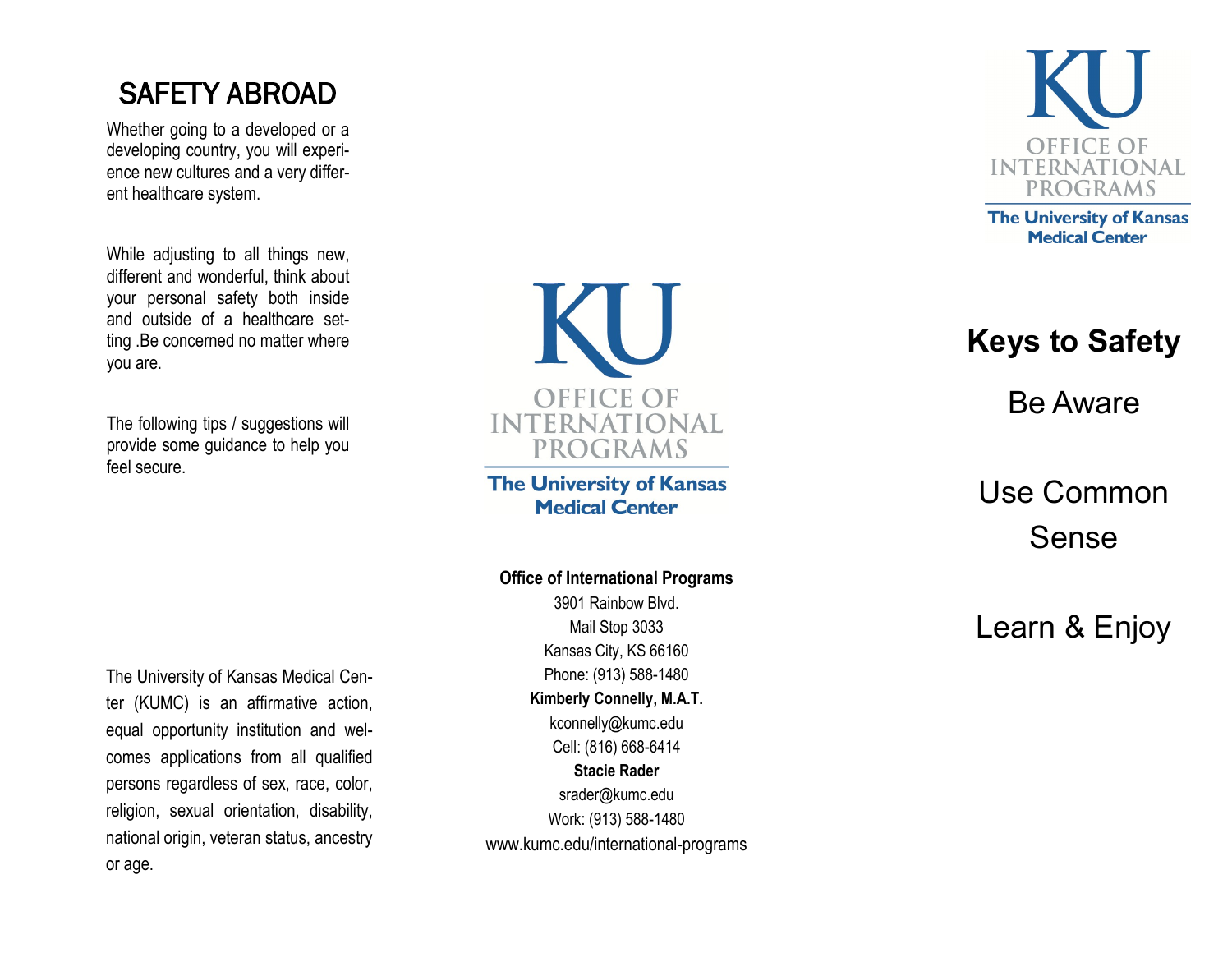# SAFETY ABROAD

Whether going to a developed or a developing country, you will experience new cultures and a very different healthcare system.

While adjusting to all things new, different and wonderful, think about your personal safety both inside and outside of a healthcare setting .Be concerned no matter where you are.

The following tips / suggestions will provide some guidance to help you feel secure.

The University of Kansas Medical Center (KUMC) is an affirmative action, equal opportunity institution and welcomes applications from all qualified persons regardless of sex, race, color, religion, sexual orientation, disability, national origin, veteran status, ancestry or age.

KU
OFFICE OF INTERNATIONAL PROGRAMS
The University of Kansas Medical Center

**Office of International Programs**
3901 Rainbow Blvd.
Mail Stop 3033
Kansas City, KS 66160
Phone: (913) 588-1480
**Kimberly Connelly, M.A.T.**
kconnelly@kumc.edu
Cell: (816) 668-6414
**Stacie Rader**
srader@kumc.edu
Work: (913) 588-1480
www.kumc.edu/international-programs

KU
OFFICE OF INTERNATIONAL PROGRAMS
The University of Kansas Medical Center

## Keys to Safety

Be Aware

Use Common Sense

Learn & Enjoy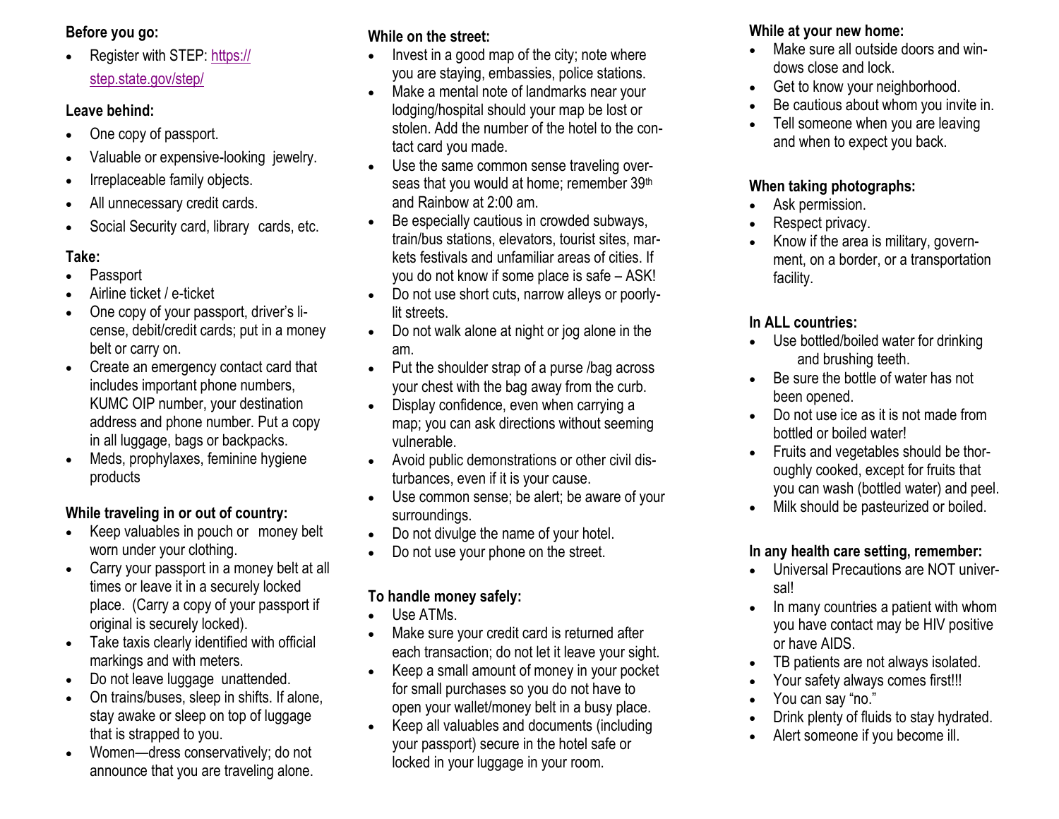**Before you go:**

- Register with STEP: https://step.state.gov/step/

**Leave behind:**

- One copy of passport.
- Valuable or expensive-looking jewelry.
- Irreplaceable family objects.
- All unnecessary credit cards.
- Social Security card, library cards, etc.

**Take:**

- Passport
- Airline ticket / e-ticket
- One copy of your passport, driver's license, debit/credit cards; put in a money belt or carry on.
- Create an emergency contact card that includes important phone numbers, KUMC OIP number, your destination address and phone number. Put a copy in all luggage, bags or backpacks.
- Meds, prophylaxes, feminine hygiene products

**While traveling in or out of country:**

- Keep valuables in pouch or money belt worn under your clothing.
- Carry your passport in a money belt at all times or leave it in a securely locked place. (Carry a copy of your passport if original is securely locked).
- Take taxis clearly identified with official markings and with meters.
- Do not leave luggage unattended.
- On trains/buses, sleep in shifts. If alone, stay awake or sleep on top of luggage that is strapped to you.
- Women—dress conservatively; do not announce that you are traveling alone.

**While on the street:**

- Invest in a good map of the city; note where you are staying, embassies, police stations.
- Make a mental note of landmarks near your lodging/hospital should your map be lost or stolen. Add the number of the hotel to the contact card you made.
- Use the same common sense traveling overseas that you would at home; remember 39th and Rainbow at 2:00 am.
- Be especially cautious in crowded subways, train/bus stations, elevators, tourist sites, markets festivals and unfamiliar areas of cities. If you do not know if some place is safe – ASK!
- Do not use short cuts, narrow alleys or poorly-lit streets.
- Do not walk alone at night or jog alone in the am.
- Put the shoulder strap of a purse /bag across your chest with the bag away from the curb.
- Display confidence, even when carrying a map; you can ask directions without seeming vulnerable.
- Avoid public demonstrations or other civil disturbances, even if it is your cause.
- Use common sense; be alert; be aware of your surroundings.
- Do not divulge the name of your hotel.
- Do not use your phone on the street.

**To handle money safely:**

- Use ATMs.
- Make sure your credit card is returned after each transaction; do not let it leave your sight.
- Keep a small amount of money in your pocket for small purchases so you do not have to open your wallet/money belt in a busy place.
- Keep all valuables and documents (including your passport) secure in the hotel safe or locked in your luggage in your room.

**While at your new home:**

- Make sure all outside doors and windows close and lock.
- Get to know your neighborhood.
- Be cautious about whom you invite in.
- Tell someone when you are leaving and when to expect you back.

**When taking photographs:**

- Ask permission.
- Respect privacy.
- Know if the area is military, government, on a border, or a transportation facility.

**In ALL countries:**

- Use bottled/boiled water for drinking and brushing teeth.
- Be sure the bottle of water has not been opened.
- Do not use ice as it is not made from bottled or boiled water!
- Fruits and vegetables should be thoroughly cooked, except for fruits that you can wash (bottled water) and peel.
- Milk should be pasteurized or boiled.

**In any health care setting, remember:**

- Universal Precautions are NOT universal!
- In many countries a patient with whom you have contact may be HIV positive or have AIDS.
- TB patients are not always isolated.
- Your safety always comes first!!!
- You can say "no."
- Drink plenty of fluids to stay hydrated.
- Alert someone if you become ill.